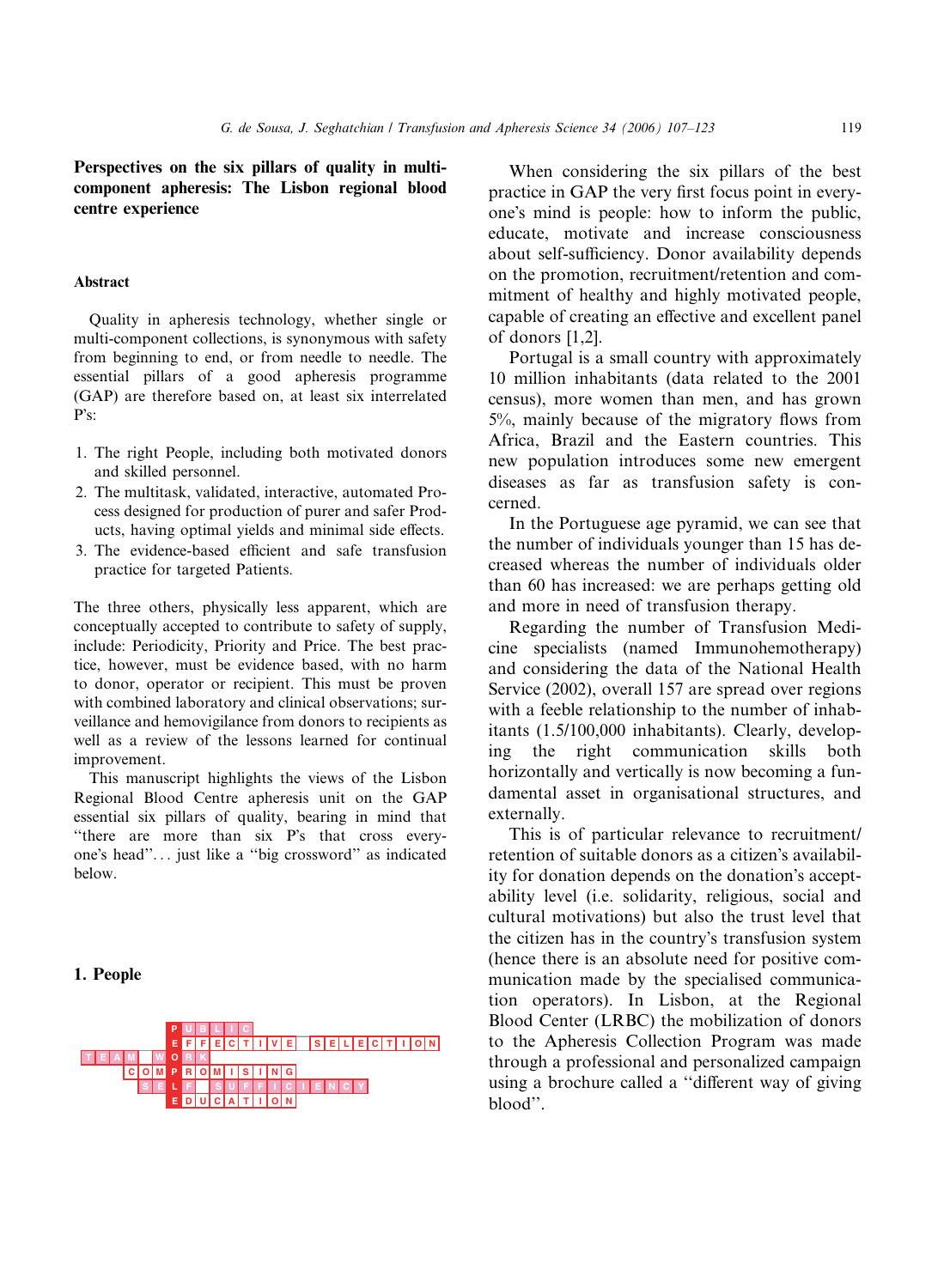## Perspectives on the six pillars of quality in multi-component apheresis: The Lisbon regional blood centre experience

### Abstract

Quality in apheresis technology, whether single or multi-component collections, is synonymous with safety from beginning to end, or from needle to needle. The essential pillars of a good apheresis programme (GAP) are therefore based on, at least six interrelated P's:

1. The right People, including both motivated donors and skilled personnel.
2. The multitask, validated, interactive, automated Process designed for production of purer and safer Products, having optimal yields and minimal side effects.
3. The evidence-based efficient and safe transfusion practice for targeted Patients.

The three others, physically less apparent, which are conceptually accepted to contribute to safety of supply, include: Periodicity, Priority and Price. The best practice, however, must be evidence based, with no harm to donor, operator or recipient. This must be proven with combined laboratory and clinical observations; surveillance and hemovigilance from donors to recipients as well as a review of the lessons learned for continual improvement.

This manuscript highlights the views of the Lisbon Regional Blood Centre apheresis unit on the GAP essential six pillars of quality, bearing in mind that "there are more than six P's that cross everyone's head"... just like a "big crossword" as indicated below.

### 1. People

```
      PUBLIC
      EFFECTIVE SELECTION
TEAM WORK
   COMPROMISING
    SELF SUFFICIENCY
      EDUCATION
```

When considering the six pillars of the best practice in GAP the very first focus point in everyone's mind is people: how to inform the public, educate, motivate and increase consciousness about self-sufficiency. Donor availability depends on the promotion, recruitment/retention and commitment of healthy and highly motivated people, capable of creating an effective and excellent panel of donors [1,2].

Portugal is a small country with approximately 10 million inhabitants (data related to the 2001 census), more women than men, and has grown 5%, mainly because of the migratory flows from Africa, Brazil and the Eastern countries. This new population introduces some new emergent diseases as far as transfusion safety is concerned.

In the Portuguese age pyramid, we can see that the number of individuals younger than 15 has decreased whereas the number of individuals older than 60 has increased: we are perhaps getting old and more in need of transfusion therapy.

Regarding the number of Transfusion Medicine specialists (named Immunohemotherapy) and considering the data of the National Health Service (2002), overall 157 are spread over regions with a feeble relationship to the number of inhabitants (1.5/100,000 inhabitants). Clearly, developing the right communication skills both horizontally and vertically is now becoming a fundamental asset in organisational structures, and externally.

This is of particular relevance to recruitment/retention of suitable donors as a citizen's availability for donation depends on the donation's acceptability level (i.e. solidarity, religious, social and cultural motivations) but also the trust level that the citizen has in the country's transfusion system (hence there is an absolute need for positive communication made by the specialised communication operators). In Lisbon, at the Regional Blood Center (LRBC) the mobilization of donors to the Apheresis Collection Program was made through a professional and personalized campaign using a brochure called a "different way of giving blood".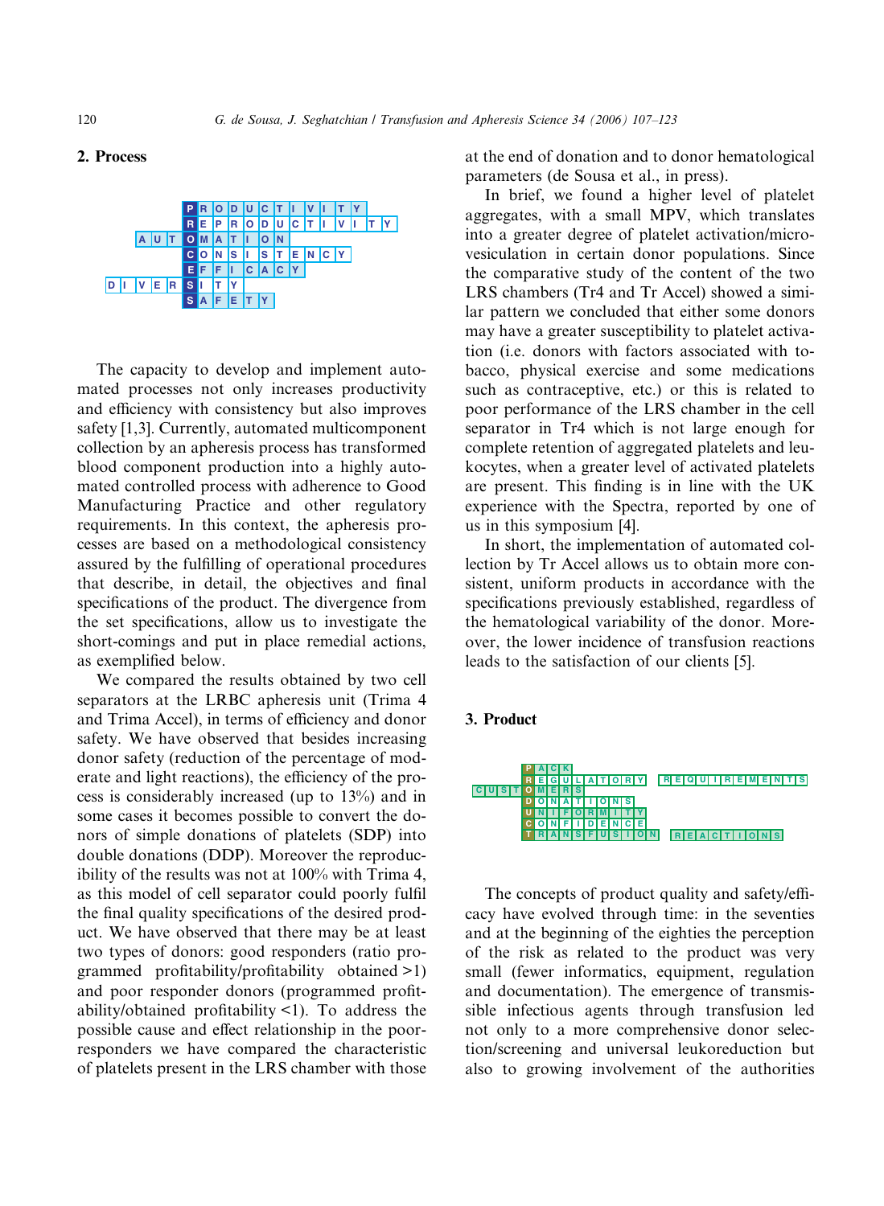## 2. Process

PRODUCTIVITY
REPRODUCTIVITY
AUTOMATION
CONSISTENCY
EFFICACY
DIVERSITY
SAFETY

The capacity to develop and implement automated processes not only increases productivity and efficiency with consistency but also improves safety [1,3]. Currently, automated multicomponent collection by an apheresis process has transformed blood component production into a highly automated controlled process with adherence to Good Manufacturing Practice and other regulatory requirements. In this context, the apheresis processes are based on a methodological consistency assured by the fulfilling of operational procedures that describe, in detail, the objectives and final specifications of the product. The divergence from the set specifications, allow us to investigate the short-comings and put in place remedial actions, as exemplified below.

We compared the results obtained by two cell separators at the LRBC apheresis unit (Trima 4 and Trima Accel), in terms of efficiency and donor safety. We have observed that besides increasing donor safety (reduction of the percentage of moderate and light reactions), the efficiency of the process is considerably increased (up to 13%) and in some cases it becomes possible to convert the donors of simple donations of platelets (SDP) into double donations (DDP). Moreover the reproducibility of the results was not at 100% with Trima 4, as this model of cell separator could poorly fulfil the final quality specifications of the desired product. We have observed that there may be at least two types of donors: good responders (ratio programmed profitability/profitability obtained >1) and poor responder donors (programmed profitability/obtained profitability <1). To address the possible cause and effect relationship in the poor-responders we have compared the characteristic of platelets present in the LRS chamber with those at the end of donation and to donor hematological parameters (de Sousa et al., in press).

In brief, we found a higher level of platelet aggregates, with a small MPV, which translates into a greater degree of platelet activation/microvesiculation in certain donor populations. Since the comparative study of the content of the two LRS chambers (Tr4 and Tr Accel) showed a similar pattern we concluded that either some donors may have a greater susceptibility to platelet activation (i.e. donors with factors associated with tobacco, physical exercise and some medications such as contraceptive, etc.) or this is related to poor performance of the LRS chamber in the cell separator in Tr4 which is not large enough for complete retention of aggregated platelets and leukocytes, when a greater level of activated platelets are present. This finding is in line with the UK experience with the Spectra, reported by one of us in this symposium [4].

In short, the implementation of automated collection by Tr Accel allows us to obtain more consistent, uniform products in accordance with the specifications previously established, regardless of the hematological variability of the donor. Moreover, the lower incidence of transfusion reactions leads to the satisfaction of our clients [5].

## 3. Product

PACK
REGULATORY REQUIREMENTS
CUSTOMERS
DONATIONS
UNIFORMITY
CONFIDENCE
TRANSFUSION REACTIONS

The concepts of product quality and safety/efficacy have evolved through time: in the seventies and at the beginning of the eighties the perception of the risk as related to the product was very small (fewer informatics, equipment, regulation and documentation). The emergence of transmissible infectious agents through transfusion led not only to a more comprehensive donor selection/screening and universal leukoreduction but also to growing involvement of the authorities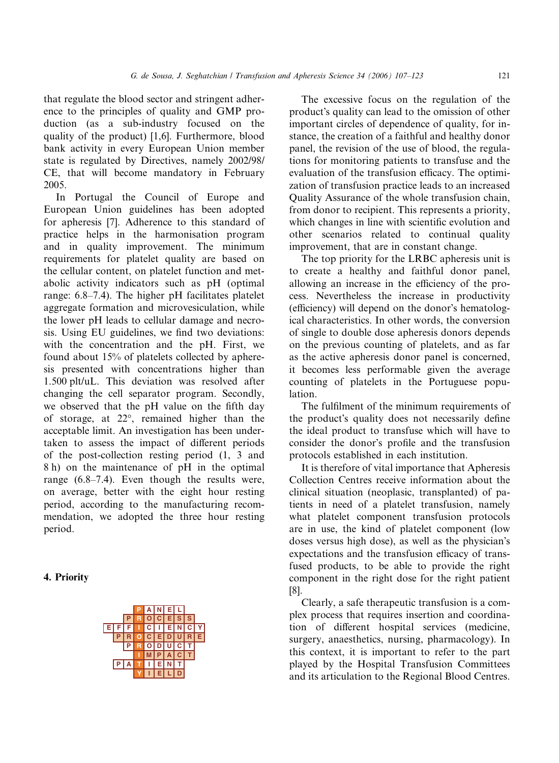that regulate the blood sector and stringent adherence to the principles of quality and GMP production (as a sub-industry focused on the quality of the product) [1,6]. Furthermore, blood bank activity in every European Union member state is regulated by Directives, namely 2002/98/CE, that will become mandatory in February 2005.

In Portugal the Council of Europe and European Union guidelines has been adopted for apheresis [7]. Adherence to this standard of practice helps in the harmonisation program and in quality improvement. The minimum requirements for platelet quality are based on the cellular content, on platelet function and metabolic activity indicators such as pH (optimal range: 6.8–7.4). The higher pH facilitates platelet aggregate formation and microvesiculation, while the lower pH leads to cellular damage and necrosis. Using EU guidelines, we find two deviations: with the concentration and the pH. First, we found about 15% of platelets collected by apheresis presented with concentrations higher than 1.500 plt/uL. This deviation was resolved after changing the cell separator program. Secondly, we observed that the pH value on the fifth day of storage, at 22°, remained higher than the acceptable limit. An investigation has been undertaken to assess the impact of different periods of the post-collection resting period (1, 3 and 8 h) on the maintenance of pH in the optimal range (6.8–7.4). Even though the results were, on average, better with the eight hour resting period, according to the manufacturing recommendation, we adopted the three hour resting period.

## 4. Priority

```
   PANEL
  PROCESS
EFFICIENCY
 PROCEDURE
  PRODUCT
   IMPACT
 PATIENT
   YIELD
```

The excessive focus on the regulation of the product's quality can lead to the omission of other important circles of dependence of quality, for instance, the creation of a faithful and healthy donor panel, the revision of the use of blood, the regulations for monitoring patients to transfuse and the evaluation of the transfusion efficacy. The optimization of transfusion practice leads to an increased Quality Assurance of the whole transfusion chain, from donor to recipient. This represents a priority, which changes in line with scientific evolution and other scenarios related to continual quality improvement, that are in constant change.

The top priority for the LRBC apheresis unit is to create a healthy and faithful donor panel, allowing an increase in the efficiency of the process. Nevertheless the increase in productivity (efficiency) will depend on the donor's hematological characteristics. In other words, the conversion of single to double dose apheresis donors depends on the previous counting of platelets, and as far as the active apheresis donor panel is concerned, it becomes less performable given the average counting of platelets in the Portuguese population.

The fulfilment of the minimum requirements of the product's quality does not necessarily define the ideal product to transfuse which will have to consider the donor's profile and the transfusion protocols established in each institution.

It is therefore of vital importance that Apheresis Collection Centres receive information about the clinical situation (neoplasic, transplanted) of patients in need of a platelet transfusion, namely what platelet component transfusion protocols are in use, the kind of platelet component (low doses versus high dose), as well as the physician's expectations and the transfusion efficacy of transfused products, to be able to provide the right component in the right dose for the right patient [8].

Clearly, a safe therapeutic transfusion is a complex process that requires insertion and coordination of different hospital services (medicine, surgery, anaesthetics, nursing, pharmacology). In this context, it is important to refer to the part played by the Hospital Transfusion Committees and its articulation to the Regional Blood Centres.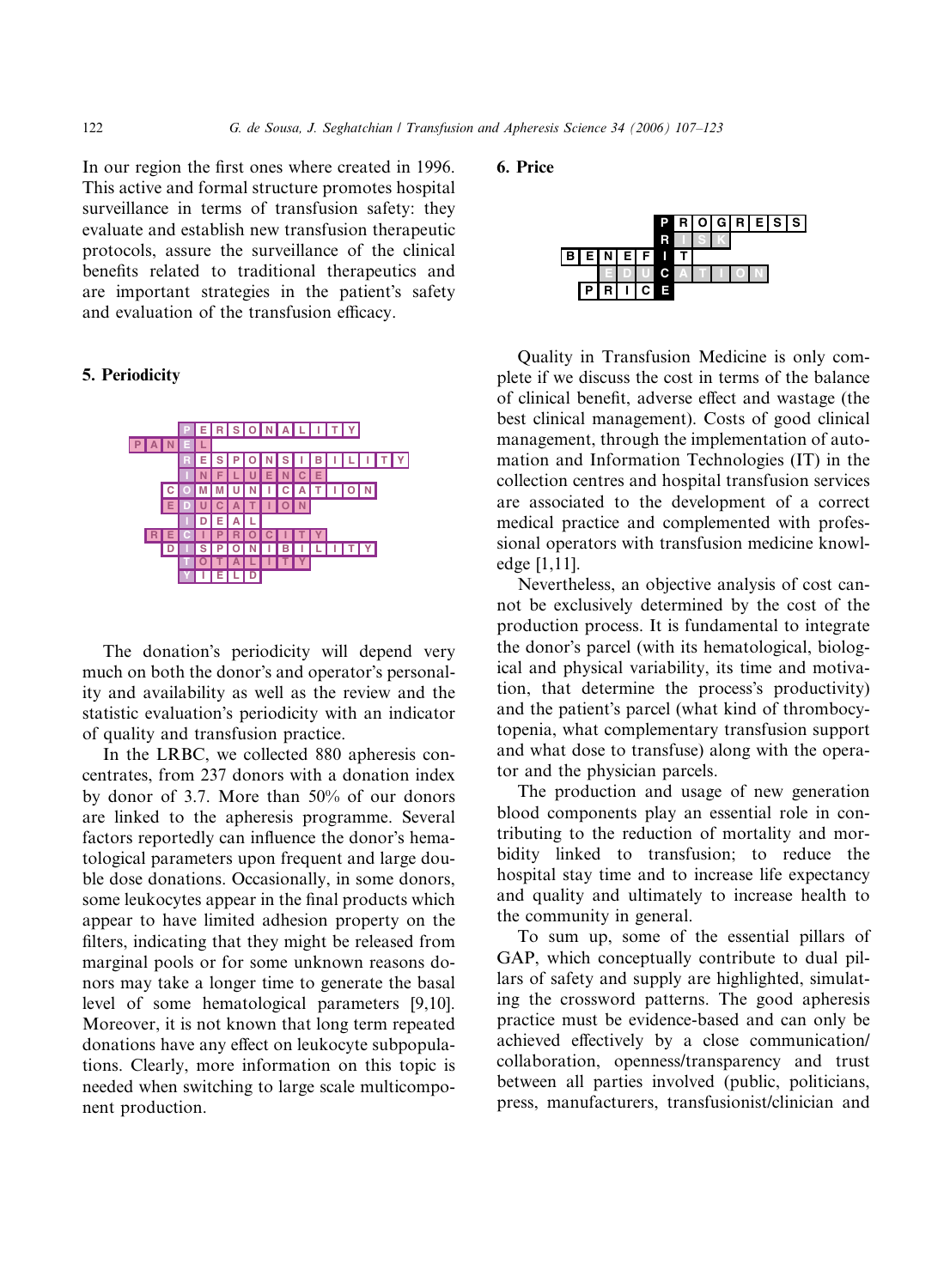In our region the first ones where created in 1996. This active and formal structure promotes hospital surveillance in terms of transfusion safety: they evaluate and establish new transfusion therapeutic protocols, assure the surveillance of the clinical benefits related to traditional therapeutics and are important strategies in the patient's safety and evaluation of the transfusion efficacy.

## 5. Periodicity

The donation's periodicity will depend very much on both the donor's and operator's personality and availability as well as the review and the statistic evaluation's periodicity with an indicator of quality and transfusion practice.

In the LRBC, we collected 880 apheresis concentrates, from 237 donors with a donation index by donor of 3.7. More than 50% of our donors are linked to the apheresis programme. Several factors reportedly can influence the donor's hematological parameters upon frequent and large double dose donations. Occasionally, in some donors, some leukocytes appear in the final products which appear to have limited adhesion property on the filters, indicating that they might be released from marginal pools or for some unknown reasons donors may take a longer time to generate the basal level of some hematological parameters [9,10]. Moreover, it is not known that long term repeated donations have any effect on leukocyte subpopulations. Clearly, more information on this topic is needed when switching to large scale multicomponent production.

## 6. Price

Quality in Transfusion Medicine is only complete if we discuss the cost in terms of the balance of clinical benefit, adverse effect and wastage (the best clinical management). Costs of good clinical management, through the implementation of automation and Information Technologies (IT) in the collection centres and hospital transfusion services are associated to the development of a correct medical practice and complemented with professional operators with transfusion medicine knowledge [1,11].

Nevertheless, an objective analysis of cost cannot be exclusively determined by the cost of the production process. It is fundamental to integrate the donor's parcel (with its hematological, biological and physical variability, its time and motivation, that determine the process's productivity) and the patient's parcel (what kind of thrombocytopenia, what complementary transfusion support and what dose to transfuse) along with the operator and the physician parcels.

The production and usage of new generation blood components play an essential role in contributing to the reduction of mortality and morbidity linked to transfusion; to reduce the hospital stay time and to increase life expectancy and quality and ultimately to increase health to the community in general.

To sum up, some of the essential pillars of GAP, which conceptually contribute to dual pillars of safety and supply are highlighted, simulating the crossword patterns. The good apheresis practice must be evidence-based and can only be achieved effectively by a close communication/collaboration, openness/transparency and trust between all parties involved (public, politicians, press, manufacturers, transfusionist/clinician and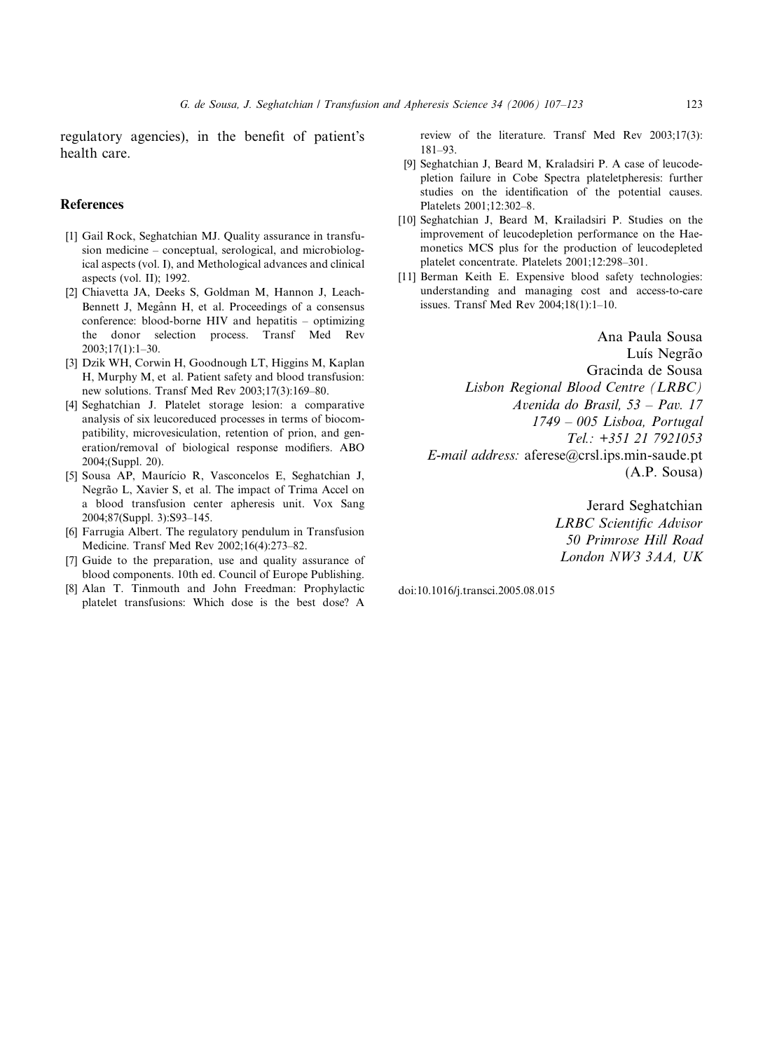regulatory agencies), in the benefit of patient's health care.

## References

[1] Gail Rock, Seghatchian MJ. Quality assurance in transfusion medicine – conceptual, serological, and microbiological aspects (vol. I), and Methological advances and clinical aspects (vol. II); 1992.

[2] Chiavetta JA, Deeks S, Goldman M, Hannon J, Leach-Bennett J, Megânn H, et al. Proceedings of a consensus conference: blood-borne HIV and hepatitis – optimizing the donor selection process. Transf Med Rev 2003;17(1):1–30.

[3] Dzik WH, Corwin H, Goodnough LT, Higgins M, Kaplan H, Murphy M, et al. Patient safety and blood transfusion: new solutions. Transf Med Rev 2003;17(3):169–80.

[4] Seghatchian J. Platelet storage lesion: a comparative analysis of six leucoreduced processes in terms of biocompatibility, microvesiculation, retention of prion, and generation/removal of biological response modifiers. ABO 2004;(Suppl. 20).

[5] Sousa AP, Maurício R, Vasconcelos E, Seghatchian J, Negrão L, Xavier S, et al. The impact of Trima Accel on a blood transfusion center apheresis unit. Vox Sang 2004;87(Suppl. 3):S93–145.

[6] Farrugia Albert. The regulatory pendulum in Transfusion Medicine. Transf Med Rev 2002;16(4):273–82.

[7] Guide to the preparation, use and quality assurance of blood components. 10th ed. Council of Europe Publishing.

[8] Alan T. Tinmouth and John Freedman: Prophylactic platelet transfusions: Which dose is the best dose? A review of the literature. Transf Med Rev 2003;17(3): 181–93.

[9] Seghatchian J, Beard M, Kraladsiri P. A case of leucodepletion failure in Cobe Spectra plateletpheresis: further studies on the identification of the potential causes. Platelets 2001;12:302–8.

[10] Seghatchian J, Beard M, Krailadsiri P. Studies on the improvement of leucodepletion performance on the Haemonetics MCS plus for the production of leucodepleted platelet concentrate. Platelets 2001;12:298–301.

[11] Berman Keith E. Expensive blood safety technologies: understanding and managing cost and access-to-care issues. Transf Med Rev 2004;18(1):1–10.

Ana Paula Sousa
Luís Negrão
Gracinda de Sousa
*Lisbon Regional Blood Centre (LRBC)*
*Avenida do Brasil, 53 – Pav. 17*
*1749 – 005 Lisboa, Portugal*
*Tel.: +351 21 7921053*
*E-mail address:* aferese@crsl.ips.min-saude.pt
(A.P. Sousa)

Jerard Seghatchian
*LRBC Scientific Advisor*
*50 Primrose Hill Road*
*London NW3 3AA, UK*

doi:10.1016/j.transci.2005.08.015